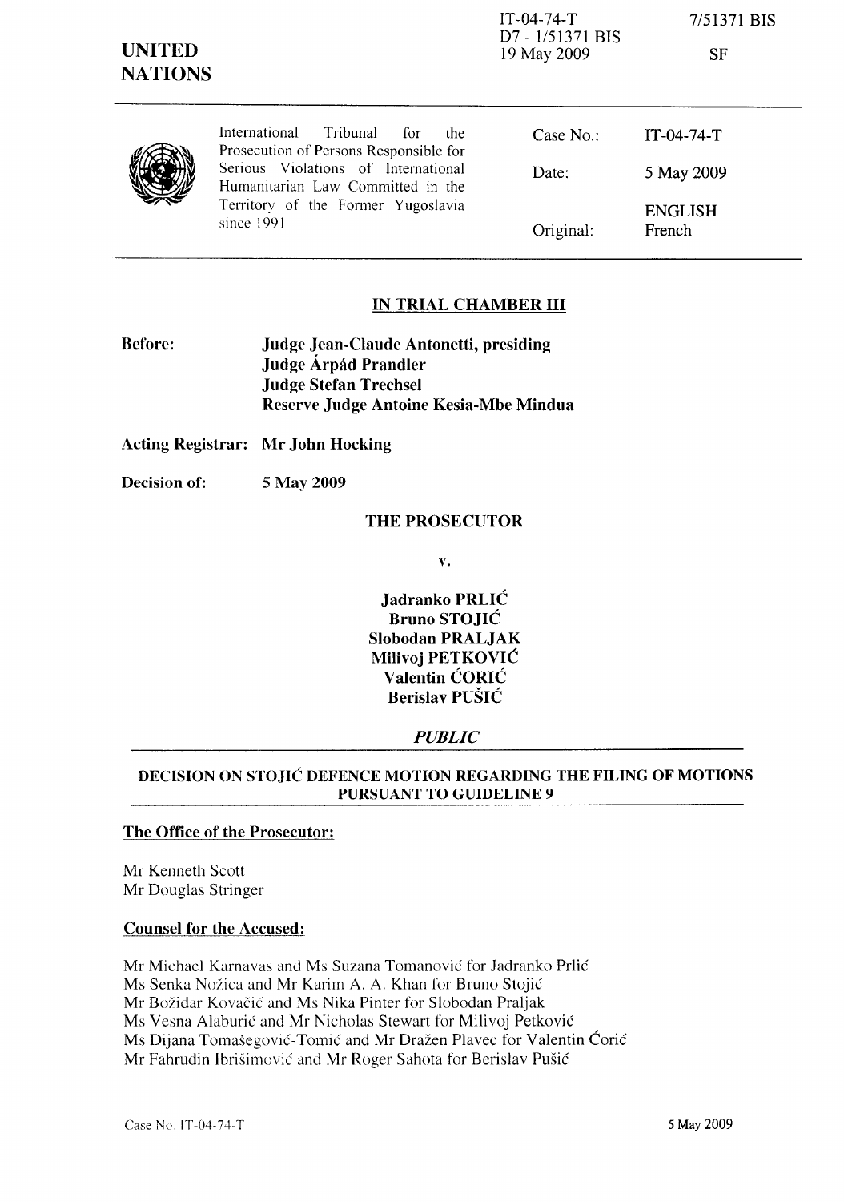IT-04-74-T
D7 - 1/51371 BIS
19 May 2009

7/51371 BIS

SF

**UNITED NATIONS**

International Tribunal for the Prosecution of Persons Responsible for Serious Violations of International Humanitarian Law Committed in the Territory of the Former Yugoslavia since 1991

| | |
|---|---|
| Case No.: | IT-04-74-T |
| Date: | 5 May 2009 |
| Original: | ENGLISH<br>French |

## IN TRIAL CHAMBER III

**Before:** **Judge Jean-Claude Antonetti, presiding**
**Judge Árpád Prandler**
**Judge Stefan Trechsel**
**Reserve Judge Antoine Kesia-Mbe Mindua**

**Acting Registrar:** **Mr John Hocking**

**Decision of:** **5 May 2009**

**THE PROSECUTOR**

**v.**

**Jadranko PRLIĆ**
**Bruno STOJIĆ**
**Slobodan PRALJAK**
**Milivoj PETKOVIĆ**
**Valentin ĆORIĆ**
**Berislav PUŠIĆ**

***PUBLIC***

### DECISION ON STOJIĆ DEFENCE MOTION REGARDING THE FILING OF MOTIONS PURSUANT TO GUIDELINE 9

**The Office of the Prosecutor:**

Mr Kenneth Scott
Mr Douglas Stringer

**Counsel for the Accused:**

Mr Michael Karnavas and Ms Suzana Tomanović for Jadranko Prlić
Ms Senka Nožica and Mr Karim A. A. Khan for Bruno Stojić
Mr Božidar Kovačić and Ms Nika Pinter for Slobodan Praljak
Ms Vesna Alaburić and Mr Nicholas Stewart for Milivoj Petković
Ms Dijana Tomašegović-Tomić and Mr Dražen Plavec for Valentin Ćorić
Mr Fahrudin Ibrišimović and Mr Roger Sahota for Berislav Pušić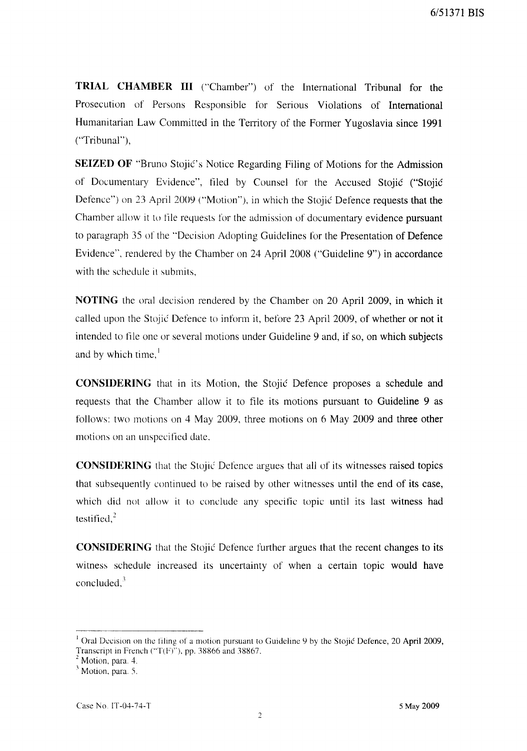**TRIAL CHAMBER III** ("Chamber") of the International Tribunal for the Prosecution of Persons Responsible for Serious Violations of International Humanitarian Law Committed in the Territory of the Former Yugoslavia since 1991 ("Tribunal"),

**SEIZED OF** "Bruno Stojić's Notice Regarding Filing of Motions for the Admission of Documentary Evidence", filed by Counsel for the Accused Stojić ("Stojić Defence") on 23 April 2009 ("Motion"), in which the Stojić Defence requests that the Chamber allow it to file requests for the admission of documentary evidence pursuant to paragraph 35 of the "Decision Adopting Guidelines for the Presentation of Defence Evidence", rendered by the Chamber on 24 April 2008 ("Guideline 9") in accordance with the schedule it submits,

**NOTING** the oral decision rendered by the Chamber on 20 April 2009, in which it called upon the Stojić Defence to inform it, before 23 April 2009, of whether or not it intended to file one or several motions under Guideline 9 and, if so, on which subjects and by which time,[1]

**CONSIDERING** that in its Motion, the Stojić Defence proposes a schedule and requests that the Chamber allow it to file its motions pursuant to Guideline 9 as follows: two motions on 4 May 2009, three motions on 6 May 2009 and three other motions on an unspecified date,

**CONSIDERING** that the Stojić Defence argues that all of its witnesses raised topics that subsequently continued to be raised by other witnesses until the end of its case, which did not allow it to conclude any specific topic until its last witness had testified,[2]

**CONSIDERING** that the Stojić Defence further argues that the recent changes to its witness schedule increased its uncertainty of when a certain topic would have concluded,[3]

---

[1] Oral Decision on the filing of a motion pursuant to Guideline 9 by the Stojić Defence, 20 April 2009, Transcript in French ("T(F)"), pp. 38866 and 38867.

[2] Motion, para. 4.

[3] Motion, para. 5.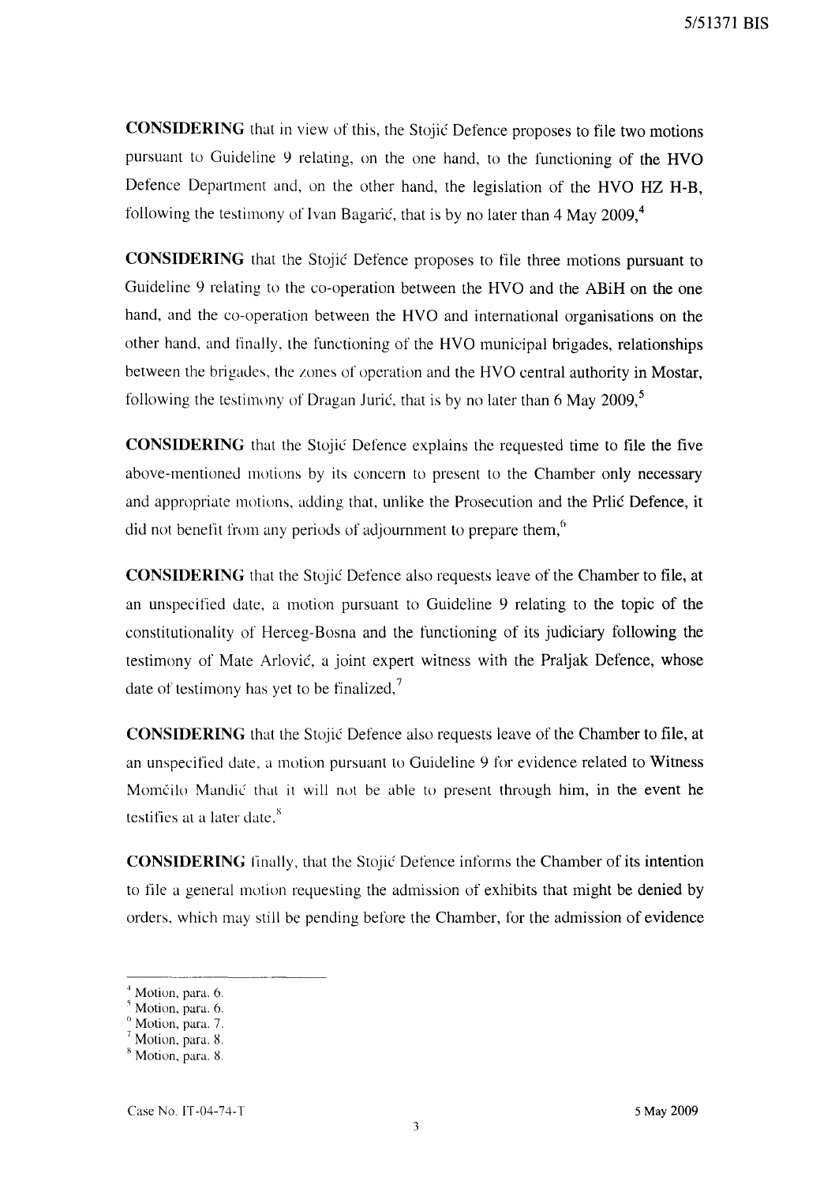**CONSIDERING** that in view of this, the Stojić Defence proposes to file two motions pursuant to Guideline 9 relating, on the one hand, to the functioning of the HVO Defence Department and, on the other hand, the legislation of the HVO HZ H-B, following the testimony of Ivan Bagarić, that is by no later than 4 May 2009,[4]

**CONSIDERING** that the Stojić Defence proposes to file three motions pursuant to Guideline 9 relating to the co-operation between the HVO and the ABiH on the one hand, and the co-operation between the HVO and international organisations on the other hand, and finally, the functioning of the HVO municipal brigades, relationships between the brigades, the zones of operation and the HVO central authority in Mostar, following the testimony of Dragan Jurić, that is by no later than 6 May 2009,[5]

**CONSIDERING** that the Stojić Defence explains the requested time to file the five above-mentioned motions by its concern to present to the Chamber only necessary and appropriate motions, adding that, unlike the Prosecution and the Prlić Defence, it did not benefit from any periods of adjournment to prepare them,[6]

**CONSIDERING** that the Stojić Defence also requests leave of the Chamber to file, at an unspecified date, a motion pursuant to Guideline 9 relating to the topic of the constitutionality of Herceg-Bosna and the functioning of its judiciary following the testimony of Mate Arlović, a joint expert witness with the Praljak Defence, whose date of testimony has yet to be finalized,[7]

**CONSIDERING** that the Stojić Defence also requests leave of the Chamber to file, at an unspecified date, a motion pursuant to Guideline 9 for evidence related to Witness Momčilo Mandić that it will not be able to present through him, in the event he testifies at a later date,[8]

**CONSIDERING** finally, that the Stojić Defence informs the Chamber of its intention to file a general motion requesting the admission of exhibits that might be denied by orders, which may still be pending before the Chamber, for the admission of evidence

---

[4] Motion, para. 6.
[5] Motion, para. 6.
[6] Motion, para. 7.
[7] Motion, para. 8.
[8] Motion, para. 8.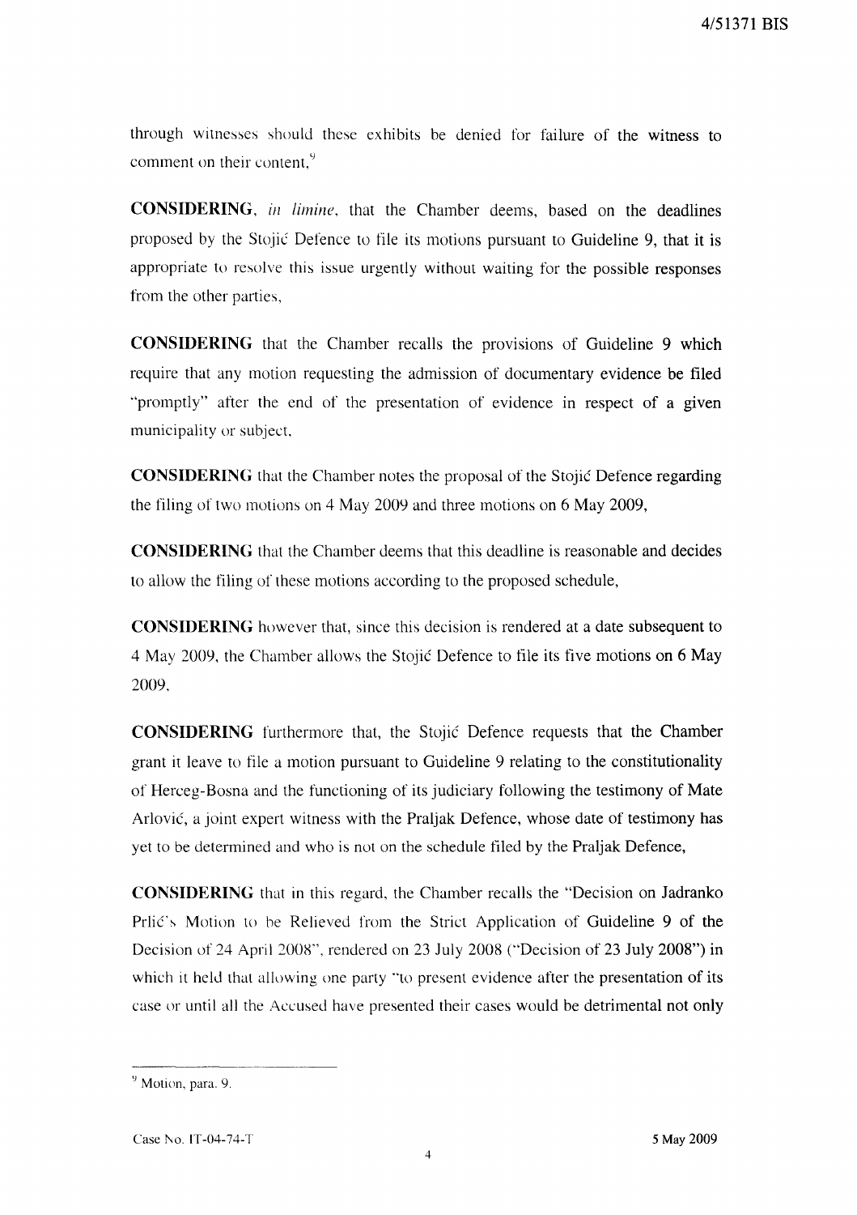through witnesses should these exhibits be denied for failure of the witness to comment on their content,[9]

**CONSIDERING**, *in limine*, that the Chamber deems, based on the deadlines proposed by the Stojić Defence to file its motions pursuant to Guideline 9, that it is appropriate to resolve this issue urgently without waiting for the possible responses from the other parties,

**CONSIDERING** that the Chamber recalls the provisions of Guideline 9 which require that any motion requesting the admission of documentary evidence be filed "promptly" after the end of the presentation of evidence in respect of a given municipality or subject,

**CONSIDERING** that the Chamber notes the proposal of the Stojić Defence regarding the filing of two motions on 4 May 2009 and three motions on 6 May 2009,

**CONSIDERING** that the Chamber deems that this deadline is reasonable and decides to allow the filing of these motions according to the proposed schedule,

**CONSIDERING** however that, since this decision is rendered at a date subsequent to 4 May 2009, the Chamber allows the Stojić Defence to file its five motions on 6 May 2009,

**CONSIDERING** furthermore that, the Stojić Defence requests that the Chamber grant it leave to file a motion pursuant to Guideline 9 relating to the constitutionality of Herceg-Bosna and the functioning of its judiciary following the testimony of Mate Arlović, a joint expert witness with the Praljak Defence, whose date of testimony has yet to be determined and who is not on the schedule filed by the Praljak Defence,

**CONSIDERING** that in this regard, the Chamber recalls the "Decision on Jadranko Prlić's Motion to be Relieved from the Strict Application of Guideline 9 of the Decision of 24 April 2008", rendered on 23 July 2008 ("Decision of 23 July 2008") in which it held that allowing one party "to present evidence after the presentation of its case or until all the Accused have presented their cases would be detrimental not only

---

[9] Motion, para. 9.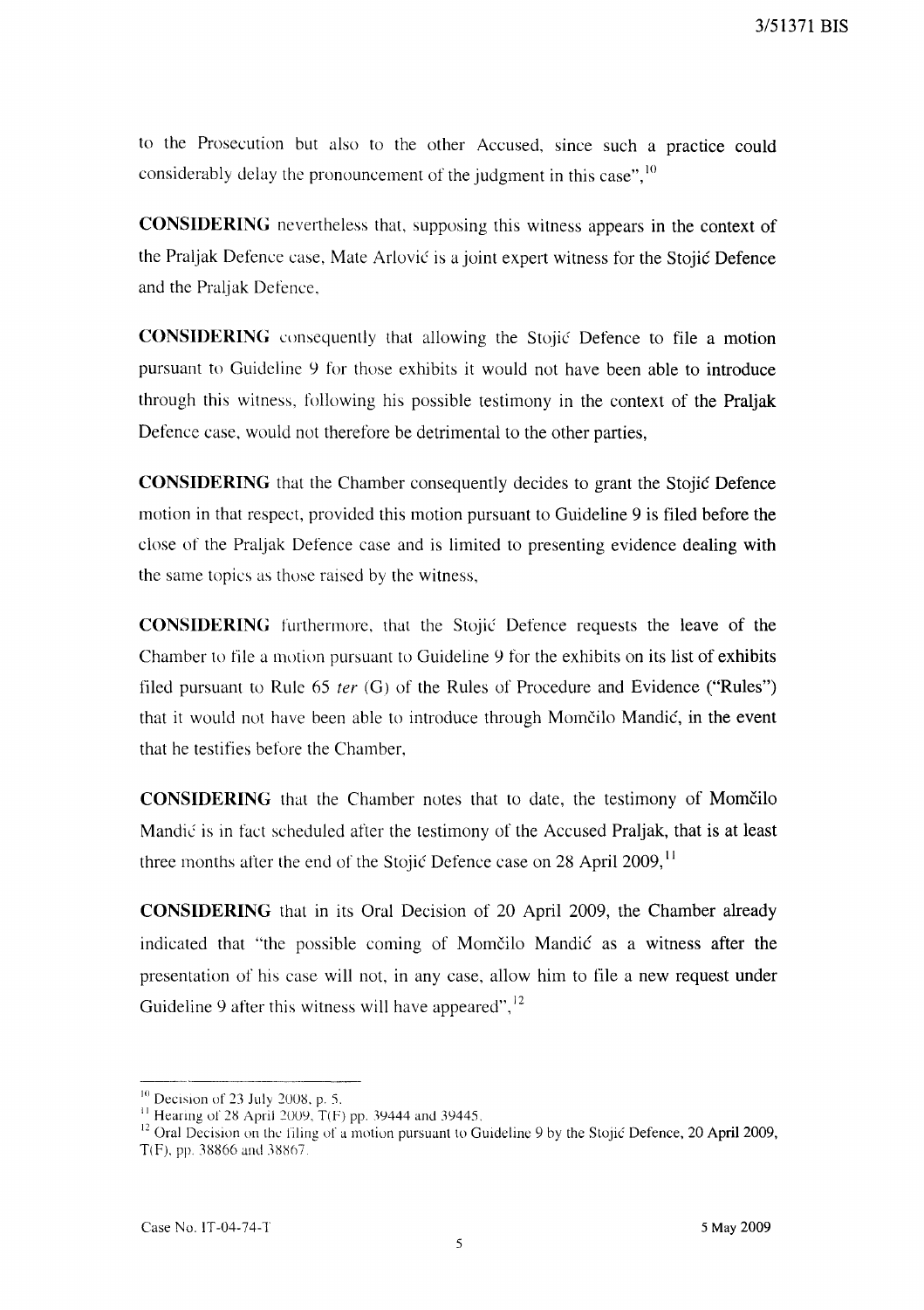to the Prosecution but also to the other Accused, since such a practice could considerably delay the pronouncement of the judgment in this case",[10]

**CONSIDERING** nevertheless that, supposing this witness appears in the context of the Praljak Defence case, Mate Arlović is a joint expert witness for the Stojić Defence and the Praljak Defence,

**CONSIDERING** consequently that allowing the Stojić Defence to file a motion pursuant to Guideline 9 for those exhibits it would not have been able to introduce through this witness, following his possible testimony in the context of the Praljak Defence case, would not therefore be detrimental to the other parties,

**CONSIDERING** that the Chamber consequently decides to grant the Stojić Defence motion in that respect, provided this motion pursuant to Guideline 9 is filed before the close of the Praljak Defence case and is limited to presenting evidence dealing with the same topics as those raised by the witness,

**CONSIDERING** furthermore, that the Stojić Defence requests the leave of the Chamber to file a motion pursuant to Guideline 9 for the exhibits on its list of exhibits filed pursuant to Rule 65 *ter* (G) of the Rules of Procedure and Evidence ("Rules") that it would not have been able to introduce through Momčilo Mandić, in the event that he testifies before the Chamber,

**CONSIDERING** that the Chamber notes that to date, the testimony of Momčilo Mandić is in fact scheduled after the testimony of the Accused Praljak, that is at least three months after the end of the Stojić Defence case on 28 April 2009,[11]

**CONSIDERING** that in its Oral Decision of 20 April 2009, the Chamber already indicated that "the possible coming of Momčilo Mandić as a witness after the presentation of his case will not, in any case, allow him to file a new request under Guideline 9 after this witness will have appeared",[12]

---

[10] Decision of 23 July 2008, p. 5.

[11] Hearing of 28 April 2009, T(F) pp. 39444 and 39445.

[12] Oral Decision on the filing of a motion pursuant to Guideline 9 by the Stojić Defence, 20 April 2009, T(F), pp. 38866 and 38867.

Case No. IT-04-74-T 5 May 2009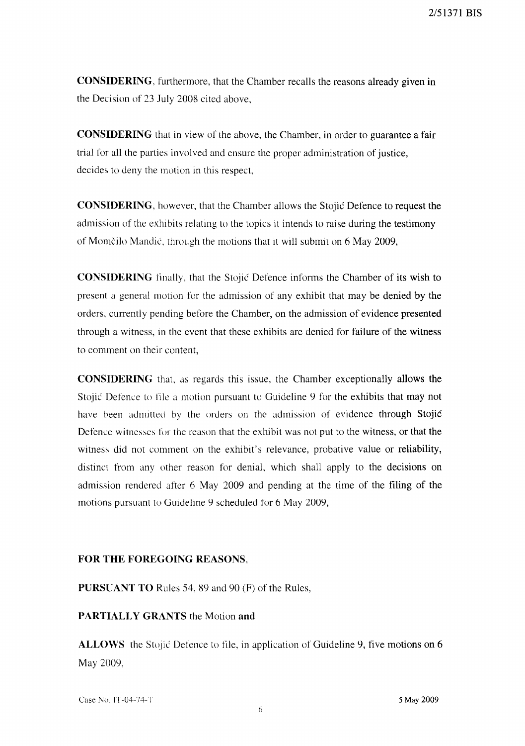**CONSIDERING**, furthermore, that the Chamber recalls the reasons already given in the Decision of 23 July 2008 cited above,

**CONSIDERING** that in view of the above, the Chamber, in order to guarantee a fair trial for all the parties involved and ensure the proper administration of justice, decides to deny the motion in this respect,

**CONSIDERING**, however, that the Chamber allows the Stojić Defence to request the admission of the exhibits relating to the topics it intends to raise during the testimony of Momčilo Mandić, through the motions that it will submit on 6 May 2009,

**CONSIDERING** finally, that the Stojić Defence informs the Chamber of its wish to present a general motion for the admission of any exhibit that may be denied by the orders, currently pending before the Chamber, on the admission of evidence presented through a witness, in the event that these exhibits are denied for failure of the witness to comment on their content,

**CONSIDERING** that, as regards this issue, the Chamber exceptionally allows the Stojić Defence to file a motion pursuant to Guideline 9 for the exhibits that may not have been admitted by the orders on the admission of evidence through Stojić Defence witnesses for the reason that the exhibit was not put to the witness, or that the witness did not comment on the exhibit's relevance, probative value or reliability, distinct from any other reason for denial, which shall apply to the decisions on admission rendered after 6 May 2009 and pending at the time of the filing of the motions pursuant to Guideline 9 scheduled for 6 May 2009,

**FOR THE FOREGOING REASONS**,

**PURSUANT TO** Rules 54, 89 and 90 (F) of the Rules,

**PARTIALLY GRANTS** the Motion **and**

**ALLOWS** the Stojić Defence to file, in application of Guideline 9, five motions on 6 May 2009,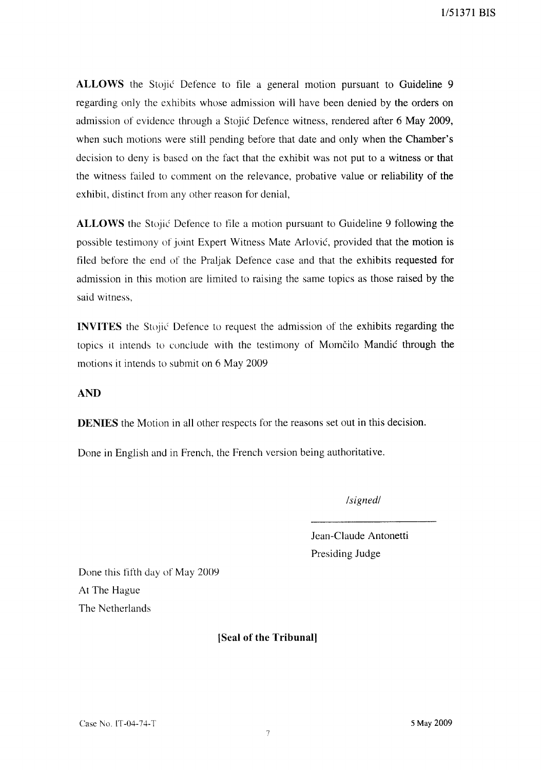**ALLOWS** the Stojić Defence to file a general motion pursuant to Guideline 9 regarding only the exhibits whose admission will have been denied by the orders on admission of evidence through a Stojić Defence witness, rendered after 6 May 2009, when such motions were still pending before that date and only when the Chamber's decision to deny is based on the fact that the exhibit was not put to a witness or that the witness failed to comment on the relevance, probative value or reliability of the exhibit, distinct from any other reason for denial,

**ALLOWS** the Stojić Defence to file a motion pursuant to Guideline 9 following the possible testimony of joint Expert Witness Mate Arlović, provided that the motion is filed before the end of the Praljak Defence case and that the exhibits requested for admission in this motion are limited to raising the same topics as those raised by the said witness,

**INVITES** the Stojić Defence to request the admission of the exhibits regarding the topics it intends to conclude with the testimony of Momčilo Mandić through the motions it intends to submit on 6 May 2009

**AND**

**DENIES** the Motion in all other respects for the reasons set out in this decision.

Done in English and in French, the French version being authoritative.

*/signed/*

Jean-Claude Antonetti
Presiding Judge

Done this fifth day of May 2009
At The Hague
The Netherlands

**[Seal of the Tribunal]**